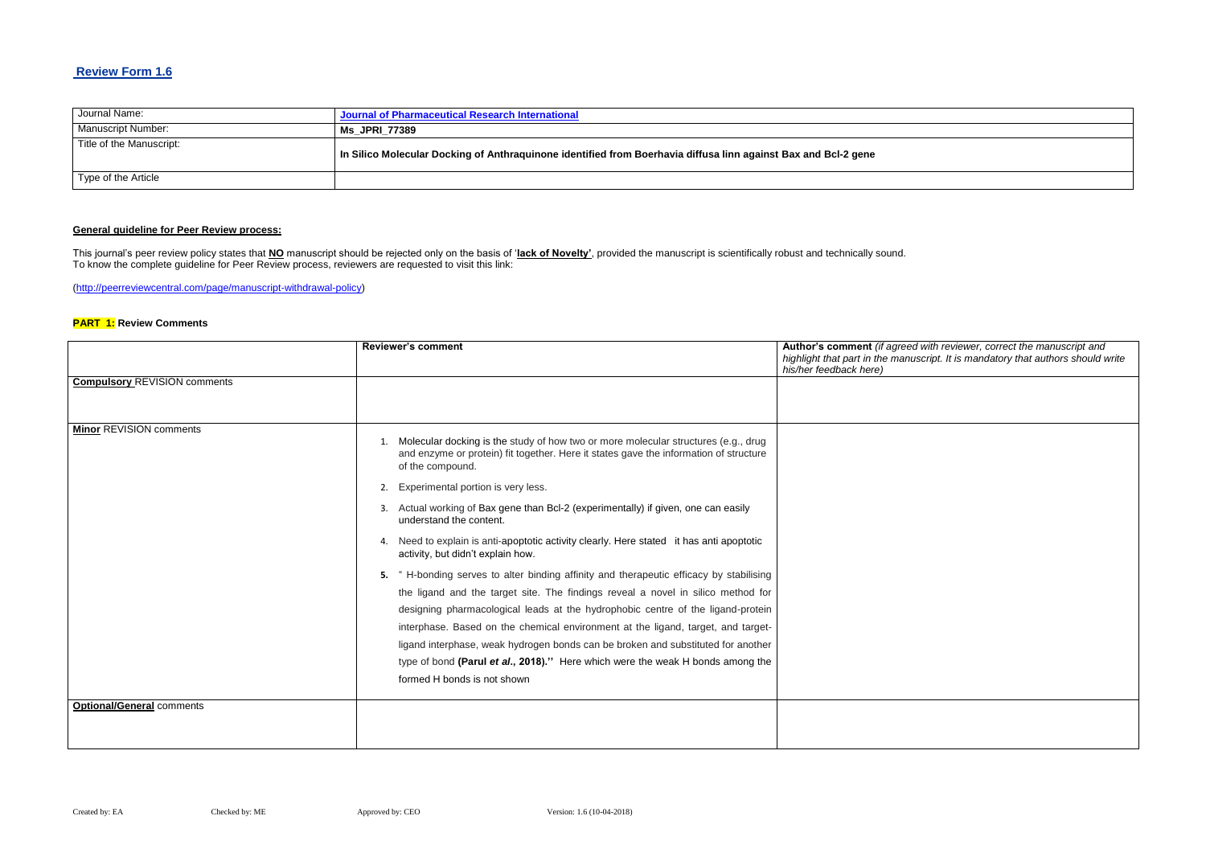## Review Form 1.6

| Journal Name: | Journal of Pharmaceutical Research International |
| --- | --- |
| Manuscript Number: | Ms_JPRI_77389 |
| Title of the Manuscript: | In Silico Molecular Docking of Anthraquinone identified from Boerhavia diffusa linn against Bax and Bcl-2 gene |
| Type of the Article | |

**General guideline for Peer Review process:**

This journal's peer review policy states that **NO** manuscript should be rejected only on the basis of '**lack of Novelty'**, provided the manuscript is scientifically robust and technically sound.
To know the complete guideline for Peer Review process, reviewers are requested to visit this link:

(http://peerreviewcentral.com/page/manuscript-withdrawal-policy)

**PART 1:** **Review Comments**

| | Reviewer's comment | **Author's comment** *(if agreed with reviewer, correct the manuscript and highlight that part in the manuscript. It is mandatory that authors should write his/her feedback here)* |
| --- | --- | --- |
| **Compulsory** REVISION comments | | |
| **Minor** REVISION comments | 1. Molecular docking is the study of how two or more molecular structures (e.g., drug and enzyme or protein) fit together. Here it states gave the information of structure of the compound.<br>2. Experimental portion is very less.<br>3. Actual working of Bax gene than Bcl-2 (experimentally) if given, one can easily understand the content.<br>4. Need to explain is anti-apoptotic activity clearly. Here stated it has anti apoptotic activity, but didn't explain how.<br>5. " H-bonding serves to alter binding affinity and therapeutic efficacy by stabilising the ligand and the target site. The findings reveal a novel in silico method for designing pharmacological leads at the hydrophobic centre of the ligand-protein interphase. Based on the chemical environment at the ligand, target, and target-ligand interphase, weak hydrogen bonds can be broken and substituted for another type of bond **(Parul *et al*., 2018).''** Here which were the weak H bonds among the formed H bonds is not shown | |
| **Optional/General** comments | | |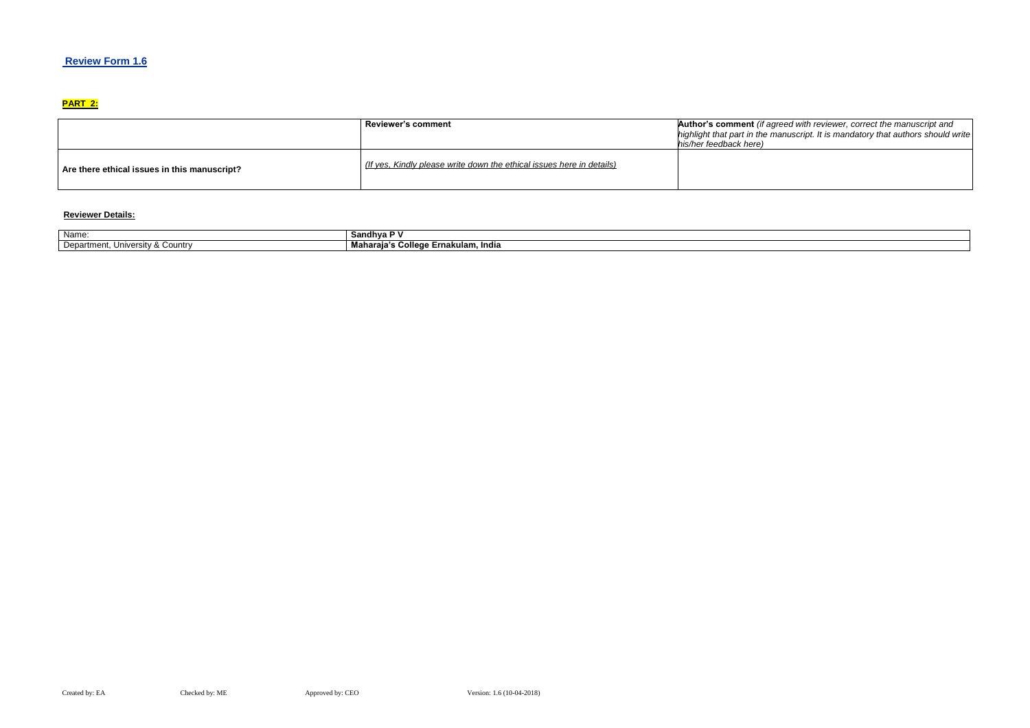**Review Form 1.6**

**PART 2:**

| | Reviewer's comment | **Author's comment** *(if agreed with reviewer, correct the manuscript and highlight that part in the manuscript. It is mandatory that authors should write his/her feedback here)* |
|---|---|---|
| **Are there ethical issues in this manuscript?** | *(If yes, Kindly please write down the ethical issues here in details)* | |

**Reviewer Details:**

| | |
|---|---|
| Name: | **Sandhya P V** |
| Department, University & Country | **Maharaja's College Ernakulam, India** |